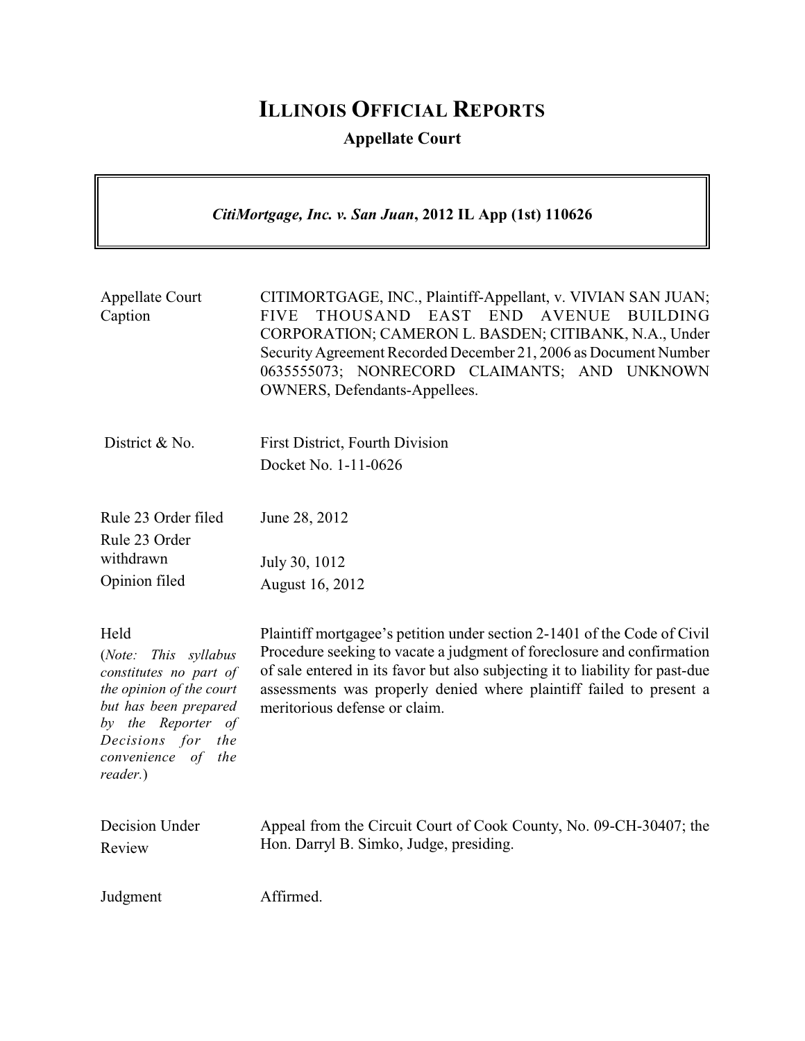# ILLINOIS OFFICIAL REPORTS

**Appellate Court**

***CitiMortgage, Inc. v. San Juan*, 2012 IL App (1st) 110626**

| | |
|---|---|
| Appellate Court Caption | CITIMORTGAGE, INC., Plaintiff-Appellant, v. VIVIAN SAN JUAN; FIVE THOUSAND EAST END AVENUE BUILDING CORPORATION; CAMERON L. BASDEN; CITIBANK, N.A., Under Security Agreement Recorded December 21, 2006 as Document Number 0635555073; NONRECORD CLAIMANTS; AND UNKNOWN OWNERS, Defendants-Appellees. |
| District & No. | First District, Fourth Division<br>Docket No. 1-11-0626 |
| Rule 23 Order filed<br>Rule 23 Order withdrawn<br>Opinion filed | June 28, 2012<br><br>July 30, 1012<br>August 16, 2012 |
| Held<br>(*Note: This syllabus constitutes no part of the opinion of the court but has been prepared by the Reporter of Decisions for the convenience of the reader.*) | Plaintiff mortgagee's petition under section 2-1401 of the Code of Civil Procedure seeking to vacate a judgment of foreclosure and confirmation of sale entered in its favor but also subjecting it to liability for past-due assessments was properly denied where plaintiff failed to present a meritorious defense or claim. |
| Decision Under Review | Appeal from the Circuit Court of Cook County, No. 09-CH-30407; the Hon. Darryl B. Simko, Judge, presiding. |
| Judgment | Affirmed. |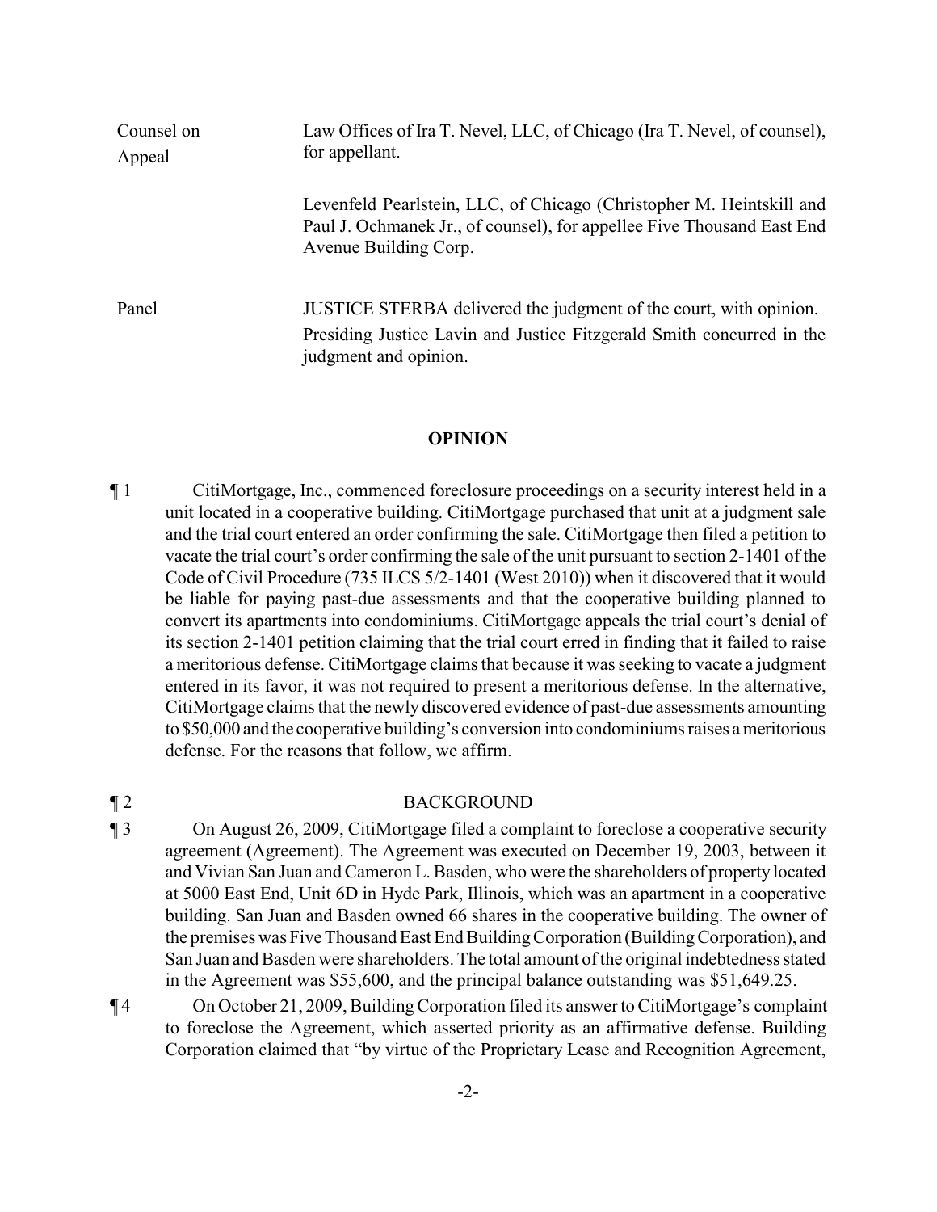| | |
|---|---|
| Counsel on Appeal | Law Offices of Ira T. Nevel, LLC, of Chicago (Ira T. Nevel, of counsel), for appellant.<br><br>Levenfeld Pearlstein, LLC, of Chicago (Christopher M. Heintskill and Paul J. Ochmanek Jr., of counsel), for appellee Five Thousand East End Avenue Building Corp. |
| Panel | JUSTICE STERBA delivered the judgment of the court, with opinion.<br>Presiding Justice Lavin and Justice Fitzgerald Smith concurred in the judgment and opinion. |

## OPINION

¶ 1 CitiMortgage, Inc., commenced foreclosure proceedings on a security interest held in a unit located in a cooperative building. CitiMortgage purchased that unit at a judgment sale and the trial court entered an order confirming the sale. CitiMortgage then filed a petition to vacate the trial court's order confirming the sale of the unit pursuant to section 2-1401 of the Code of Civil Procedure (735 ILCS 5/2-1401 (West 2010)) when it discovered that it would be liable for paying past-due assessments and that the cooperative building planned to convert its apartments into condominiums. CitiMortgage appeals the trial court's denial of its section 2-1401 petition claiming that the trial court erred in finding that it failed to raise a meritorious defense. CitiMortgage claims that because it was seeking to vacate a judgment entered in its favor, it was not required to present a meritorious defense. In the alternative, CitiMortgage claims that the newly discovered evidence of past-due assessments amounting to $50,000 and the cooperative building's conversion into condominiums raises a meritorious defense. For the reasons that follow, we affirm.

## ¶ 2 BACKGROUND

¶ 3 On August 26, 2009, CitiMortgage filed a complaint to foreclose a cooperative security agreement (Agreement). The Agreement was executed on December 19, 2003, between it and Vivian San Juan and Cameron L. Basden, who were the shareholders of property located at 5000 East End, Unit 6D in Hyde Park, Illinois, which was an apartment in a cooperative building. San Juan and Basden owned 66 shares in the cooperative building. The owner of the premises was Five Thousand East End Building Corporation (Building Corporation), and San Juan and Basden were shareholders. The total amount of the original indebtedness stated in the Agreement was $55,600, and the principal balance outstanding was $51,649.25.

¶ 4 On October 21, 2009, Building Corporation filed its answer to CitiMortgage's complaint to foreclose the Agreement, which asserted priority as an affirmative defense. Building Corporation claimed that "by virtue of the Proprietary Lease and Recognition Agreement,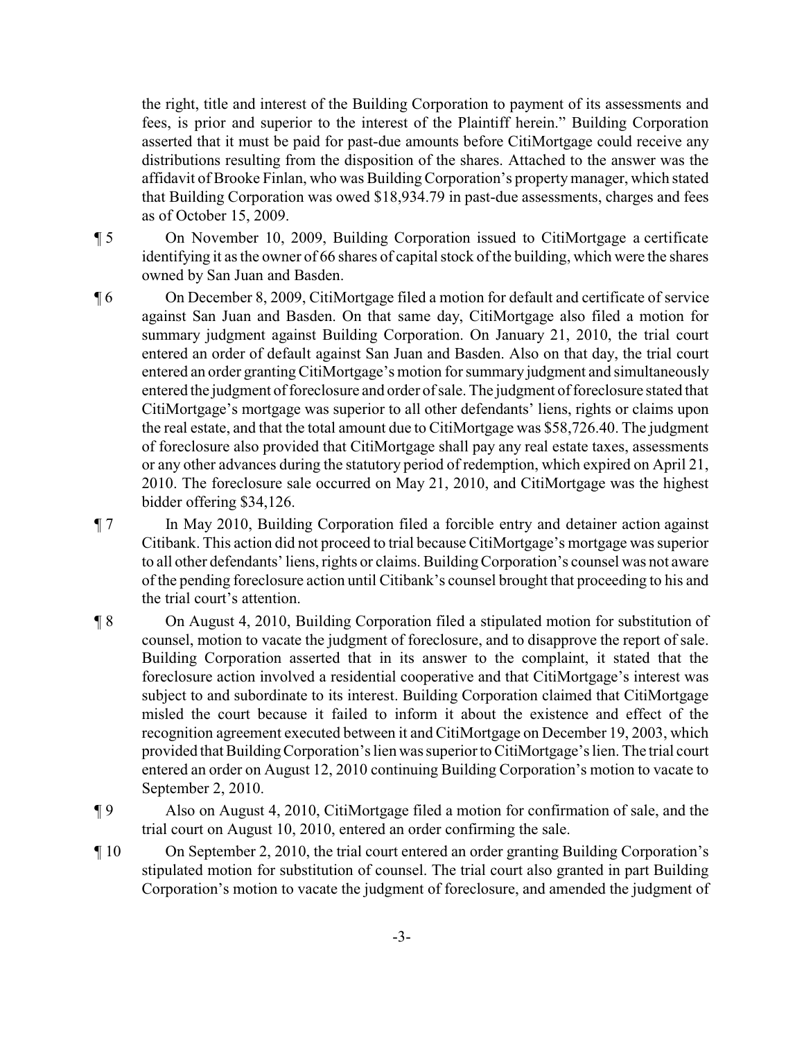the right, title and interest of the Building Corporation to payment of its assessments and fees, is prior and superior to the interest of the Plaintiff herein." Building Corporation asserted that it must be paid for past-due amounts before CitiMortgage could receive any distributions resulting from the disposition of the shares. Attached to the answer was the affidavit of Brooke Finlan, who was Building Corporation's property manager, which stated that Building Corporation was owed $18,934.79 in past-due assessments, charges and fees as of October 15, 2009.

¶ 5 On November 10, 2009, Building Corporation issued to CitiMortgage a certificate identifying it as the owner of 66 shares of capital stock of the building, which were the shares owned by San Juan and Basden.

¶ 6 On December 8, 2009, CitiMortgage filed a motion for default and certificate of service against San Juan and Basden. On that same day, CitiMortgage also filed a motion for summary judgment against Building Corporation. On January 21, 2010, the trial court entered an order of default against San Juan and Basden. Also on that day, the trial court entered an order granting CitiMortgage's motion for summary judgment and simultaneously entered the judgment of foreclosure and order of sale. The judgment of foreclosure stated that CitiMortgage's mortgage was superior to all other defendants' liens, rights or claims upon the real estate, and that the total amount due to CitiMortgage was $58,726.40. The judgment of foreclosure also provided that CitiMortgage shall pay any real estate taxes, assessments or any other advances during the statutory period of redemption, which expired on April 21, 2010. The foreclosure sale occurred on May 21, 2010, and CitiMortgage was the highest bidder offering $34,126.

¶ 7 In May 2010, Building Corporation filed a forcible entry and detainer action against Citibank. This action did not proceed to trial because CitiMortgage's mortgage was superior to all other defendants' liens, rights or claims. Building Corporation's counsel was not aware of the pending foreclosure action until Citibank's counsel brought that proceeding to his and the trial court's attention.

¶ 8 On August 4, 2010, Building Corporation filed a stipulated motion for substitution of counsel, motion to vacate the judgment of foreclosure, and to disapprove the report of sale. Building Corporation asserted that in its answer to the complaint, it stated that the foreclosure action involved a residential cooperative and that CitiMortgage's interest was subject to and subordinate to its interest. Building Corporation claimed that CitiMortgage misled the court because it failed to inform it about the existence and effect of the recognition agreement executed between it and CitiMortgage on December 19, 2003, which provided that Building Corporation's lien was superior to CitiMortgage's lien. The trial court entered an order on August 12, 2010 continuing Building Corporation's motion to vacate to September 2, 2010.

¶ 9 Also on August 4, 2010, CitiMortgage filed a motion for confirmation of sale, and the trial court on August 10, 2010, entered an order confirming the sale.

¶ 10 On September 2, 2010, the trial court entered an order granting Building Corporation's stipulated motion for substitution of counsel. The trial court also granted in part Building Corporation's motion to vacate the judgment of foreclosure, and amended the judgment of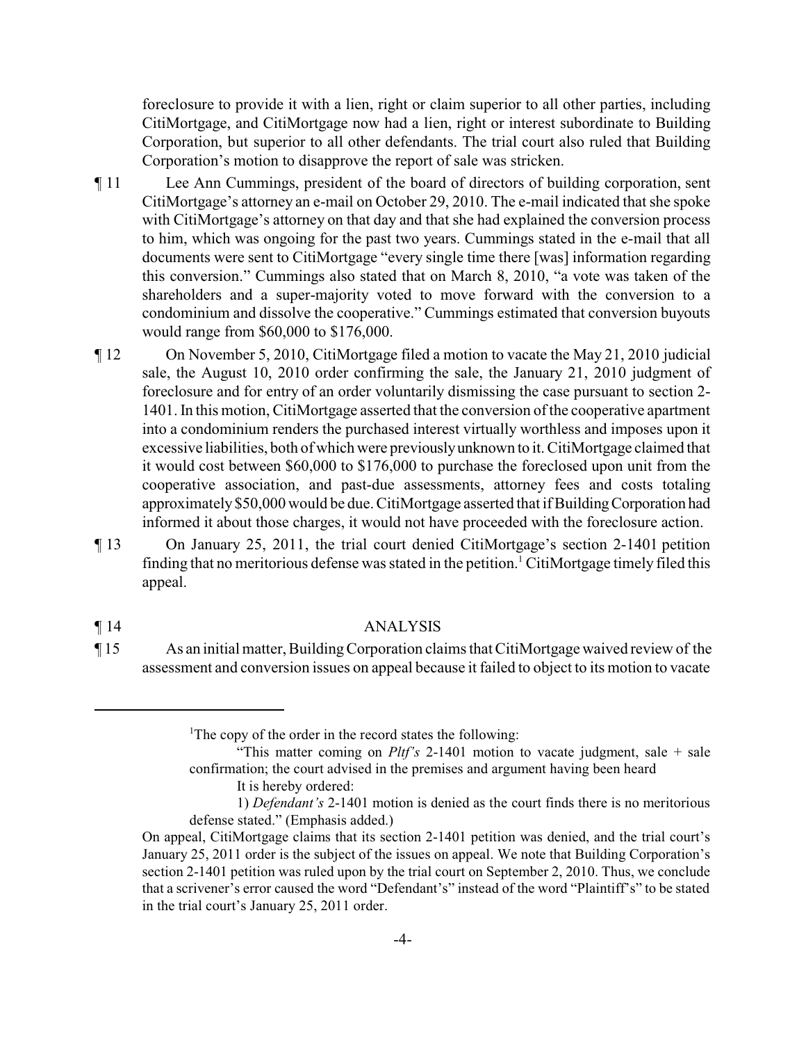foreclosure to provide it with a lien, right or claim superior to all other parties, including CitiMortgage, and CitiMortgage now had a lien, right or interest subordinate to Building Corporation, but superior to all other defendants. The trial court also ruled that Building Corporation's motion to disapprove the report of sale was stricken.

¶ 11 Lee Ann Cummings, president of the board of directors of building corporation, sent CitiMortgage's attorney an e-mail on October 29, 2010. The e-mail indicated that she spoke with CitiMortgage's attorney on that day and that she had explained the conversion process to him, which was ongoing for the past two years. Cummings stated in the e-mail that all documents were sent to CitiMortgage "every single time there [was] information regarding this conversion." Cummings also stated that on March 8, 2010, "a vote was taken of the shareholders and a super-majority voted to move forward with the conversion to a condominium and dissolve the cooperative." Cummings estimated that conversion buyouts would range from $60,000 to $176,000.

¶ 12 On November 5, 2010, CitiMortgage filed a motion to vacate the May 21, 2010 judicial sale, the August 10, 2010 order confirming the sale, the January 21, 2010 judgment of foreclosure and for entry of an order voluntarily dismissing the case pursuant to section 2-1401. In this motion, CitiMortgage asserted that the conversion of the cooperative apartment into a condominium renders the purchased interest virtually worthless and imposes upon it excessive liabilities, both of which were previously unknown to it. CitiMortgage claimed that it would cost between $60,000 to $176,000 to purchase the foreclosed upon unit from the cooperative association, and past-due assessments, attorney fees and costs totaling approximately $50,000 would be due. CitiMortgage asserted that if Building Corporation had informed it about those charges, it would not have proceeded with the foreclosure action.

¶ 13 On January 25, 2011, the trial court denied CitiMortgage's section 2-1401 petition finding that no meritorious defense was stated in the petition.[1] CitiMortgage timely filed this appeal.

## ¶ 14 ANALYSIS

¶ 15 As an initial matter, Building Corporation claims that CitiMortgage waived review of the assessment and conversion issues on appeal because it failed to object to its motion to vacate

---

[1]The copy of the order in the record states the following:

> "This matter coming on *Pltf's* 2-1401 motion to vacate judgment, sale + sale confirmation; the court advised in the premises and argument having been heard
>
> It is hereby ordered:
>
> 1) *Defendant's* 2-1401 motion is denied as the court finds there is no meritorious defense stated." (Emphasis added.)

On appeal, CitiMortgage claims that its section 2-1401 petition was denied, and the trial court's January 25, 2011 order is the subject of the issues on appeal. We note that Building Corporation's section 2-1401 petition was ruled upon by the trial court on September 2, 2010. Thus, we conclude that a scrivener's error caused the word "Defendant's" instead of the word "Plaintiff's" to be stated in the trial court's January 25, 2011 order.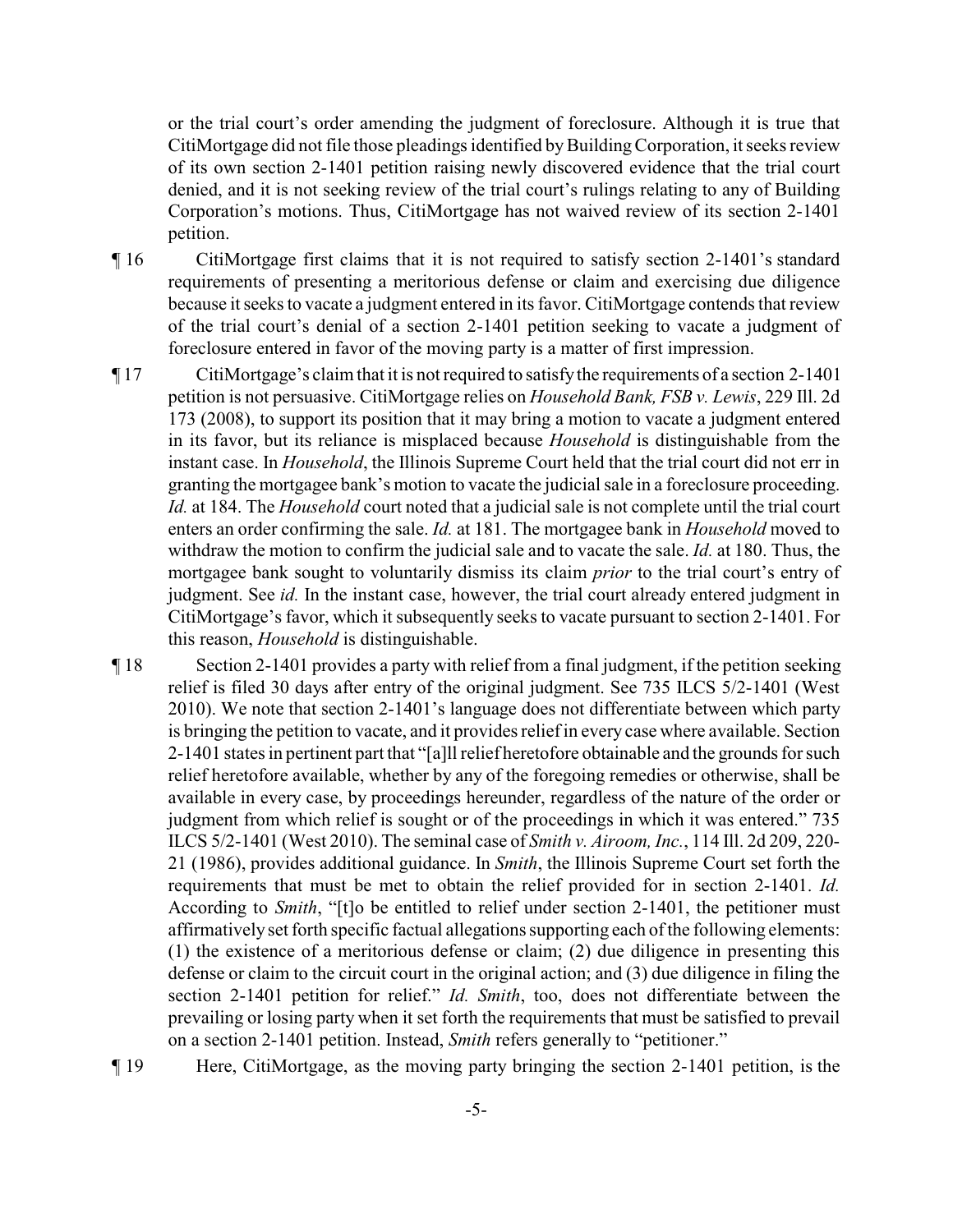or the trial court's order amending the judgment of foreclosure. Although it is true that CitiMortgage did not file those pleadings identified by Building Corporation, it seeks review of its own section 2-1401 petition raising newly discovered evidence that the trial court denied, and it is not seeking review of the trial court's rulings relating to any of Building Corporation's motions. Thus, CitiMortgage has not waived review of its section 2-1401 petition.

¶ 16 CitiMortgage first claims that it is not required to satisfy section 2-1401's standard requirements of presenting a meritorious defense or claim and exercising due diligence because it seeks to vacate a judgment entered in its favor. CitiMortgage contends that review of the trial court's denial of a section 2-1401 petition seeking to vacate a judgment of foreclosure entered in favor of the moving party is a matter of first impression.

¶ 17 CitiMortgage's claim that it is not required to satisfy the requirements of a section 2-1401 petition is not persuasive. CitiMortgage relies on *Household Bank, FSB v. Lewis*, 229 Ill. 2d 173 (2008), to support its position that it may bring a motion to vacate a judgment entered in its favor, but its reliance is misplaced because *Household* is distinguishable from the instant case. In *Household*, the Illinois Supreme Court held that the trial court did not err in granting the mortgagee bank's motion to vacate the judicial sale in a foreclosure proceeding. *Id.* at 184. The *Household* court noted that a judicial sale is not complete until the trial court enters an order confirming the sale. *Id.* at 181. The mortgagee bank in *Household* moved to withdraw the motion to confirm the judicial sale and to vacate the sale. *Id.* at 180. Thus, the mortgagee bank sought to voluntarily dismiss its claim *prior* to the trial court's entry of judgment. See *id.* In the instant case, however, the trial court already entered judgment in CitiMortgage's favor, which it subsequently seeks to vacate pursuant to section 2-1401. For this reason, *Household* is distinguishable.

¶ 18 Section 2-1401 provides a party with relief from a final judgment, if the petition seeking relief is filed 30 days after entry of the original judgment. See 735 ILCS 5/2-1401 (West 2010). We note that section 2-1401's language does not differentiate between which party is bringing the petition to vacate, and it provides relief in every case where available. Section 2-1401 states in pertinent part that "[a]ll relief heretofore obtainable and the grounds for such relief heretofore available, whether by any of the foregoing remedies or otherwise, shall be available in every case, by proceedings hereunder, regardless of the nature of the order or judgment from which relief is sought or of the proceedings in which it was entered." 735 ILCS 5/2-1401 (West 2010). The seminal case of *Smith v. Airoom, Inc.*, 114 Ill. 2d 209, 220-21 (1986), provides additional guidance. In *Smith*, the Illinois Supreme Court set forth the requirements that must be met to obtain the relief provided for in section 2-1401. *Id.* According to *Smith*, "[t]o be entitled to relief under section 2-1401, the petitioner must affirmatively set forth specific factual allegations supporting each of the following elements: (1) the existence of a meritorious defense or claim; (2) due diligence in presenting this defense or claim to the circuit court in the original action; and (3) due diligence in filing the section 2-1401 petition for relief." *Id. Smith*, too, does not differentiate between the prevailing or losing party when it set forth the requirements that must be satisfied to prevail on a section 2-1401 petition. Instead, *Smith* refers generally to "petitioner."

¶ 19 Here, CitiMortgage, as the moving party bringing the section 2-1401 petition, is the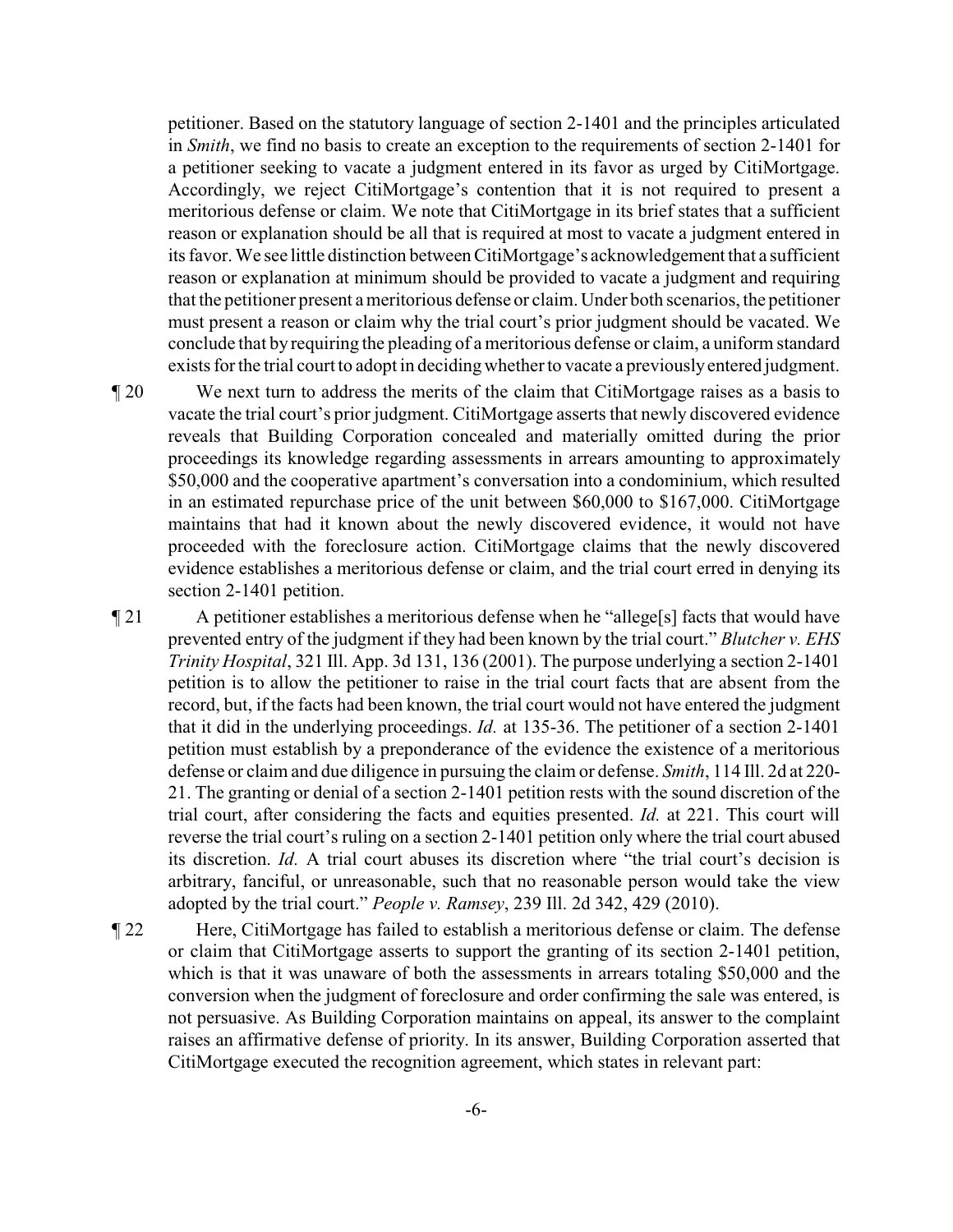petitioner. Based on the statutory language of section 2-1401 and the principles articulated in *Smith*, we find no basis to create an exception to the requirements of section 2-1401 for a petitioner seeking to vacate a judgment entered in its favor as urged by CitiMortgage. Accordingly, we reject CitiMortgage's contention that it is not required to present a meritorious defense or claim. We note that CitiMortgage in its brief states that a sufficient reason or explanation should be all that is required at most to vacate a judgment entered in its favor. We see little distinction between CitiMortgage's acknowledgement that a sufficient reason or explanation at minimum should be provided to vacate a judgment and requiring that the petitioner present a meritorious defense or claim. Under both scenarios, the petitioner must present a reason or claim why the trial court's prior judgment should be vacated. We conclude that by requiring the pleading of a meritorious defense or claim, a uniform standard exists for the trial court to adopt in deciding whether to vacate a previously entered judgment.

¶ 20 We next turn to address the merits of the claim that CitiMortgage raises as a basis to vacate the trial court's prior judgment. CitiMortgage asserts that newly discovered evidence reveals that Building Corporation concealed and materially omitted during the prior proceedings its knowledge regarding assessments in arrears amounting to approximately \$50,000 and the cooperative apartment's conversation into a condominium, which resulted in an estimated repurchase price of the unit between \$60,000 to \$167,000. CitiMortgage maintains that had it known about the newly discovered evidence, it would not have proceeded with the foreclosure action. CitiMortgage claims that the newly discovered evidence establishes a meritorious defense or claim, and the trial court erred in denying its section 2-1401 petition.

¶ 21 A petitioner establishes a meritorious defense when he "allege[s] facts that would have prevented entry of the judgment if they had been known by the trial court." *Blutcher v. EHS Trinity Hospital*, 321 Ill. App. 3d 131, 136 (2001). The purpose underlying a section 2-1401 petition is to allow the petitioner to raise in the trial court facts that are absent from the record, but, if the facts had been known, the trial court would not have entered the judgment that it did in the underlying proceedings. *Id.* at 135-36. The petitioner of a section 2-1401 petition must establish by a preponderance of the evidence the existence of a meritorious defense or claim and due diligence in pursuing the claim or defense. *Smith*, 114 Ill. 2d at 220-21. The granting or denial of a section 2-1401 petition rests with the sound discretion of the trial court, after considering the facts and equities presented. *Id.* at 221. This court will reverse the trial court's ruling on a section 2-1401 petition only where the trial court abused its discretion. *Id.* A trial court abuses its discretion where "the trial court's decision is arbitrary, fanciful, or unreasonable, such that no reasonable person would take the view adopted by the trial court." *People v. Ramsey*, 239 Ill. 2d 342, 429 (2010).

¶ 22 Here, CitiMortgage has failed to establish a meritorious defense or claim. The defense or claim that CitiMortgage asserts to support the granting of its section 2-1401 petition, which is that it was unaware of both the assessments in arrears totaling \$50,000 and the conversion when the judgment of foreclosure and order confirming the sale was entered, is not persuasive. As Building Corporation maintains on appeal, its answer to the complaint raises an affirmative defense of priority. In its answer, Building Corporation asserted that CitiMortgage executed the recognition agreement, which states in relevant part: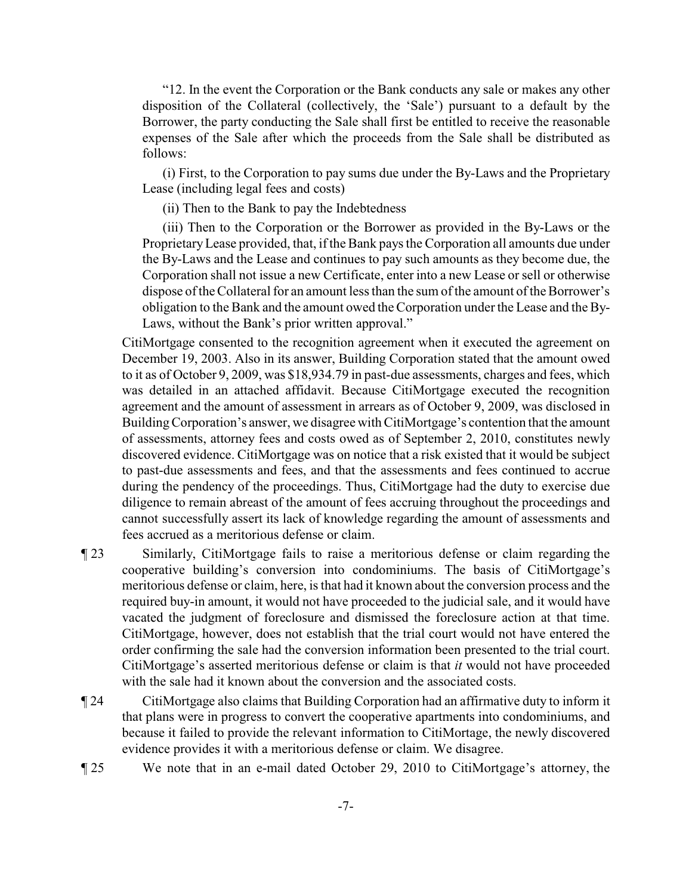"12. In the event the Corporation or the Bank conducts any sale or makes any other disposition of the Collateral (collectively, the 'Sale') pursuant to a default by the Borrower, the party conducting the Sale shall first be entitled to receive the reasonable expenses of the Sale after which the proceeds from the Sale shall be distributed as follows:

(i) First, to the Corporation to pay sums due under the By-Laws and the Proprietary Lease (including legal fees and costs)

(ii) Then to the Bank to pay the Indebtedness

(iii) Then to the Corporation or the Borrower as provided in the By-Laws or the Proprietary Lease provided, that, if the Bank pays the Corporation all amounts due under the By-Laws and the Lease and continues to pay such amounts as they become due, the Corporation shall not issue a new Certificate, enter into a new Lease or sell or otherwise dispose of the Collateral for an amount less than the sum of the amount of the Borrower's obligation to the Bank and the amount owed the Corporation under the Lease and the By-Laws, without the Bank's prior written approval."

CitiMortgage consented to the recognition agreement when it executed the agreement on December 19, 2003. Also in its answer, Building Corporation stated that the amount owed to it as of October 9, 2009, was $18,934.79 in past-due assessments, charges and fees, which was detailed in an attached affidavit. Because CitiMortgage executed the recognition agreement and the amount of assessment in arrears as of October 9, 2009, was disclosed in Building Corporation's answer, we disagree with CitiMortgage's contention that the amount of assessments, attorney fees and costs owed as of September 2, 2010, constitutes newly discovered evidence. CitiMortgage was on notice that a risk existed that it would be subject to past-due assessments and fees, and that the assessments and fees continued to accrue during the pendency of the proceedings. Thus, CitiMortgage had the duty to exercise due diligence to remain abreast of the amount of fees accruing throughout the proceedings and cannot successfully assert its lack of knowledge regarding the amount of assessments and fees accrued as a meritorious defense or claim.

¶ 23 Similarly, CitiMortgage fails to raise a meritorious defense or claim regarding the cooperative building's conversion into condominiums. The basis of CitiMortgage's meritorious defense or claim, here, is that had it known about the conversion process and the required buy-in amount, it would not have proceeded to the judicial sale, and it would have vacated the judgment of foreclosure and dismissed the foreclosure action at that time. CitiMortgage, however, does not establish that the trial court would not have entered the order confirming the sale had the conversion information been presented to the trial court. CitiMortgage's asserted meritorious defense or claim is that *it* would not have proceeded with the sale had it known about the conversion and the associated costs.

¶ 24 CitiMortgage also claims that Building Corporation had an affirmative duty to inform it that plans were in progress to convert the cooperative apartments into condominiums, and because it failed to provide the relevant information to CitiMortage, the newly discovered evidence provides it with a meritorious defense or claim. We disagree.

¶ 25 We note that in an e-mail dated October 29, 2010 to CitiMortgage's attorney, the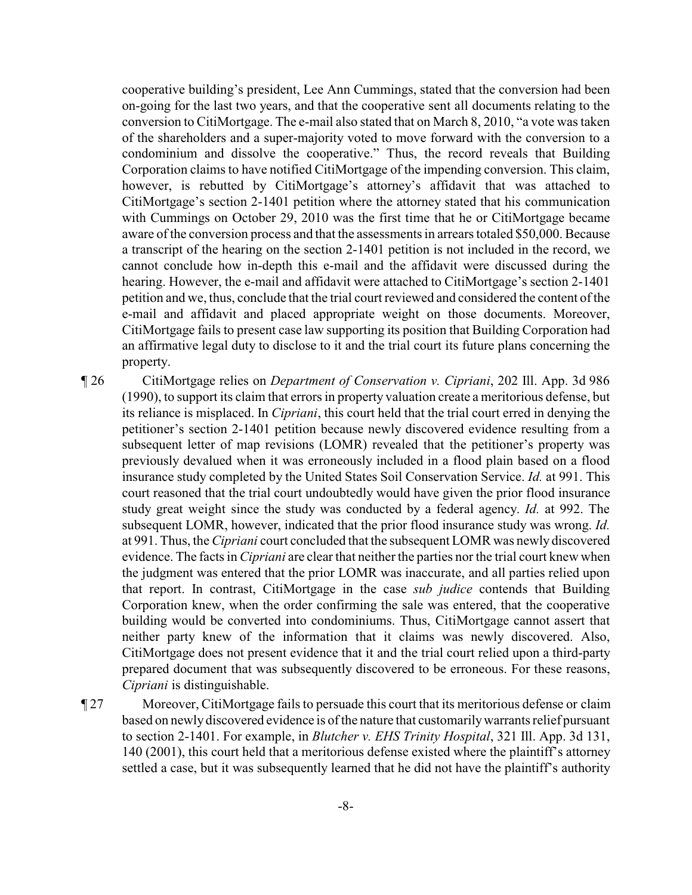cooperative building's president, Lee Ann Cummings, stated that the conversion had been on-going for the last two years, and that the cooperative sent all documents relating to the conversion to CitiMortgage. The e-mail also stated that on March 8, 2010, "a vote was taken of the shareholders and a super-majority voted to move forward with the conversion to a condominium and dissolve the cooperative." Thus, the record reveals that Building Corporation claims to have notified CitiMortgage of the impending conversion. This claim, however, is rebutted by CitiMortgage's attorney's affidavit that was attached to CitiMortgage's section 2-1401 petition where the attorney stated that his communication with Cummings on October 29, 2010 was the first time that he or CitiMortgage became aware of the conversion process and that the assessments in arrears totaled $50,000. Because a transcript of the hearing on the section 2-1401 petition is not included in the record, we cannot conclude how in-depth this e-mail and the affidavit were discussed during the hearing. However, the e-mail and affidavit were attached to CitiMortgage's section 2-1401 petition and we, thus, conclude that the trial court reviewed and considered the content of the e-mail and affidavit and placed appropriate weight on those documents. Moreover, CitiMortgage fails to present case law supporting its position that Building Corporation had an affirmative legal duty to disclose to it and the trial court its future plans concerning the property.

¶ 26 CitiMortgage relies on *Department of Conservation v. Cipriani*, 202 Ill. App. 3d 986 (1990), to support its claim that errors in property valuation create a meritorious defense, but its reliance is misplaced. In *Cipriani*, this court held that the trial court erred in denying the petitioner's section 2-1401 petition because newly discovered evidence resulting from a subsequent letter of map revisions (LOMR) revealed that the petitioner's property was previously devalued when it was erroneously included in a flood plain based on a flood insurance study completed by the United States Soil Conservation Service. *Id.* at 991. This court reasoned that the trial court undoubtedly would have given the prior flood insurance study great weight since the study was conducted by a federal agency. *Id.* at 992. The subsequent LOMR, however, indicated that the prior flood insurance study was wrong. *Id.* at 991. Thus, the *Cipriani* court concluded that the subsequent LOMR was newly discovered evidence. The facts in *Cipriani* are clear that neither the parties nor the trial court knew when the judgment was entered that the prior LOMR was inaccurate, and all parties relied upon that report. In contrast, CitiMortgage in the case *sub judice* contends that Building Corporation knew, when the order confirming the sale was entered, that the cooperative building would be converted into condominiums. Thus, CitiMortgage cannot assert that neither party knew of the information that it claims was newly discovered. Also, CitiMortgage does not present evidence that it and the trial court relied upon a third-party prepared document that was subsequently discovered to be erroneous. For these reasons, *Cipriani* is distinguishable.

¶ 27 Moreover, CitiMortgage fails to persuade this court that its meritorious defense or claim based on newly discovered evidence is of the nature that customarily warrants relief pursuant to section 2-1401. For example, in *Blutcher v. EHS Trinity Hospital*, 321 Ill. App. 3d 131, 140 (2001), this court held that a meritorious defense existed where the plaintiff's attorney settled a case, but it was subsequently learned that he did not have the plaintiff's authority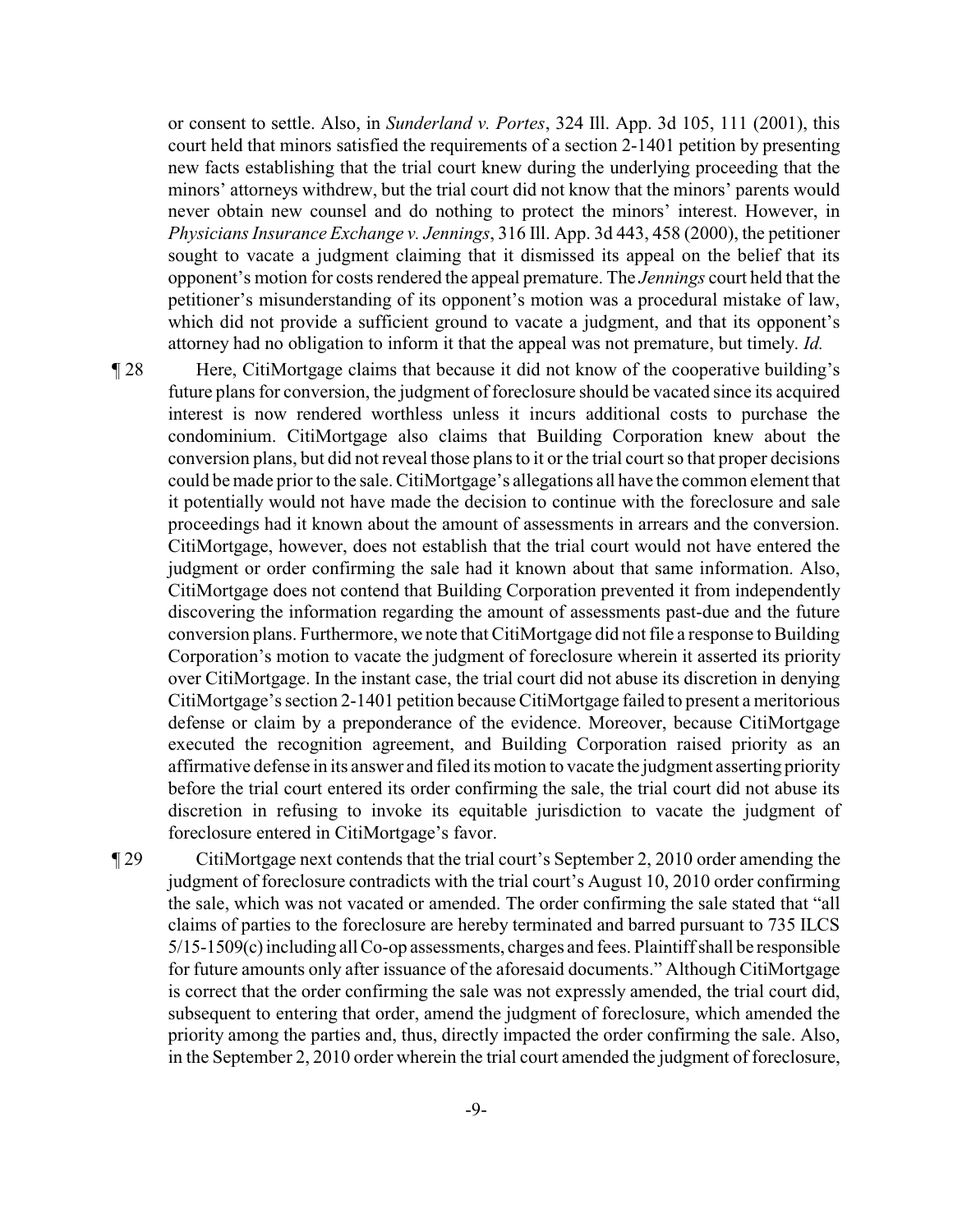or consent to settle. Also, in *Sunderland v. Portes*, 324 Ill. App. 3d 105, 111 (2001), this court held that minors satisfied the requirements of a section 2-1401 petition by presenting new facts establishing that the trial court knew during the underlying proceeding that the minors' attorneys withdrew, but the trial court did not know that the minors' parents would never obtain new counsel and do nothing to protect the minors' interest. However, in *Physicians Insurance Exchange v. Jennings*, 316 Ill. App. 3d 443, 458 (2000), the petitioner sought to vacate a judgment claiming that it dismissed its appeal on the belief that its opponent's motion for costs rendered the appeal premature. The *Jennings* court held that the petitioner's misunderstanding of its opponent's motion was a procedural mistake of law, which did not provide a sufficient ground to vacate a judgment, and that its opponent's attorney had no obligation to inform it that the appeal was not premature, but timely. *Id.*

¶ 28 Here, CitiMortgage claims that because it did not know of the cooperative building's future plans for conversion, the judgment of foreclosure should be vacated since its acquired interest is now rendered worthless unless it incurs additional costs to purchase the condominium. CitiMortgage also claims that Building Corporation knew about the conversion plans, but did not reveal those plans to it or the trial court so that proper decisions could be made prior to the sale. CitiMortgage's allegations all have the common element that it potentially would not have made the decision to continue with the foreclosure and sale proceedings had it known about the amount of assessments in arrears and the conversion. CitiMortgage, however, does not establish that the trial court would not have entered the judgment or order confirming the sale had it known about that same information. Also, CitiMortgage does not contend that Building Corporation prevented it from independently discovering the information regarding the amount of assessments past-due and the future conversion plans. Furthermore, we note that CitiMortgage did not file a response to Building Corporation's motion to vacate the judgment of foreclosure wherein it asserted its priority over CitiMortgage. In the instant case, the trial court did not abuse its discretion in denying CitiMortgage's section 2-1401 petition because CitiMortgage failed to present a meritorious defense or claim by a preponderance of the evidence. Moreover, because CitiMortgage executed the recognition agreement, and Building Corporation raised priority as an affirmative defense in its answer and filed its motion to vacate the judgment asserting priority before the trial court entered its order confirming the sale, the trial court did not abuse its discretion in refusing to invoke its equitable jurisdiction to vacate the judgment of foreclosure entered in CitiMortgage's favor.

¶ 29 CitiMortgage next contends that the trial court's September 2, 2010 order amending the judgment of foreclosure contradicts with the trial court's August 10, 2010 order confirming the sale, which was not vacated or amended. The order confirming the sale stated that "all claims of parties to the foreclosure are hereby terminated and barred pursuant to 735 ILCS 5/15-1509(c) including all Co-op assessments, charges and fees. Plaintiff shall be responsible for future amounts only after issuance of the aforesaid documents." Although CitiMortgage is correct that the order confirming the sale was not expressly amended, the trial court did, subsequent to entering that order, amend the judgment of foreclosure, which amended the priority among the parties and, thus, directly impacted the order confirming the sale. Also, in the September 2, 2010 order wherein the trial court amended the judgment of foreclosure,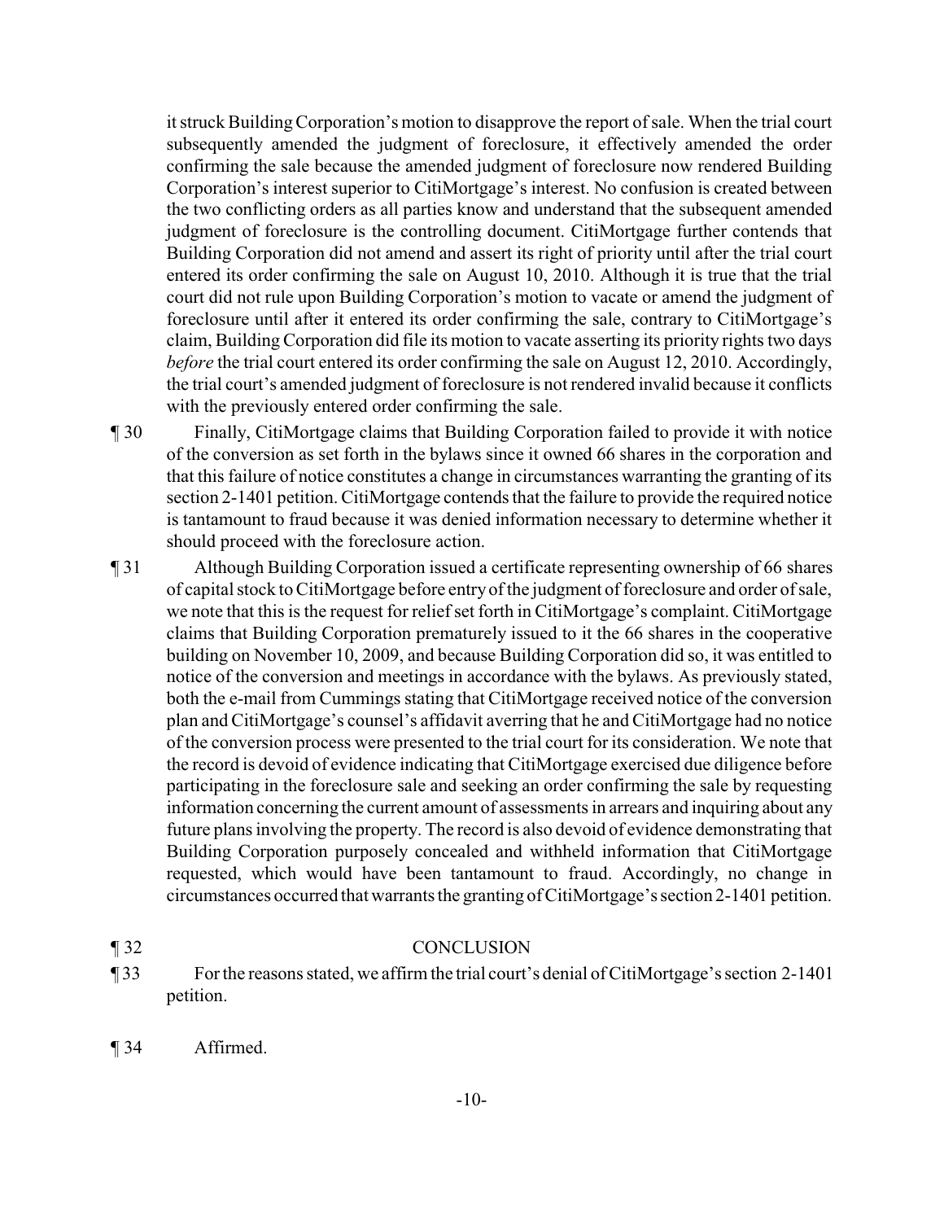it struck Building Corporation's motion to disapprove the report of sale. When the trial court subsequently amended the judgment of foreclosure, it effectively amended the order confirming the sale because the amended judgment of foreclosure now rendered Building Corporation's interest superior to CitiMortgage's interest. No confusion is created between the two conflicting orders as all parties know and understand that the subsequent amended judgment of foreclosure is the controlling document. CitiMortgage further contends that Building Corporation did not amend and assert its right of priority until after the trial court entered its order confirming the sale on August 10, 2010. Although it is true that the trial court did not rule upon Building Corporation's motion to vacate or amend the judgment of foreclosure until after it entered its order confirming the sale, contrary to CitiMortgage's claim, Building Corporation did file its motion to vacate asserting its priority rights two days *before* the trial court entered its order confirming the sale on August 12, 2010. Accordingly, the trial court's amended judgment of foreclosure is not rendered invalid because it conflicts with the previously entered order confirming the sale.

¶ 30 Finally, CitiMortgage claims that Building Corporation failed to provide it with notice of the conversion as set forth in the bylaws since it owned 66 shares in the corporation and that this failure of notice constitutes a change in circumstances warranting the granting of its section 2-1401 petition. CitiMortgage contends that the failure to provide the required notice is tantamount to fraud because it was denied information necessary to determine whether it should proceed with the foreclosure action.

¶ 31 Although Building Corporation issued a certificate representing ownership of 66 shares of capital stock to CitiMortgage before entry of the judgment of foreclosure and order of sale, we note that this is the request for relief set forth in CitiMortgage's complaint. CitiMortgage claims that Building Corporation prematurely issued to it the 66 shares in the cooperative building on November 10, 2009, and because Building Corporation did so, it was entitled to notice of the conversion and meetings in accordance with the bylaws. As previously stated, both the e-mail from Cummings stating that CitiMortgage received notice of the conversion plan and CitiMortgage's counsel's affidavit averring that he and CitiMortgage had no notice of the conversion process were presented to the trial court for its consideration. We note that the record is devoid of evidence indicating that CitiMortgage exercised due diligence before participating in the foreclosure sale and seeking an order confirming the sale by requesting information concerning the current amount of assessments in arrears and inquiring about any future plans involving the property. The record is also devoid of evidence demonstrating that Building Corporation purposely concealed and withheld information that CitiMortgage requested, which would have been tantamount to fraud. Accordingly, no change in circumstances occurred that warrants the granting of CitiMortgage's section 2-1401 petition.

¶ 32 CONCLUSION

¶ 33 For the reasons stated, we affirm the trial court's denial of CitiMortgage's section 2-1401 petition.

¶ 34 Affirmed.